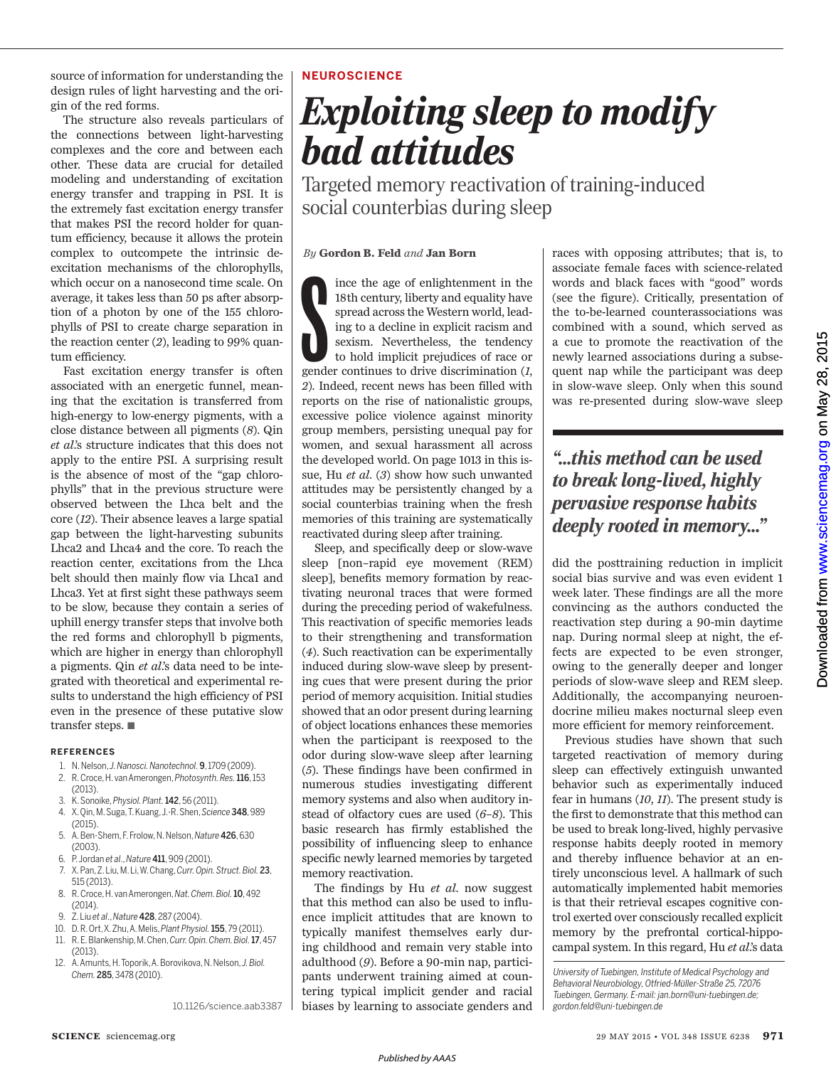source of information for understanding the design rules of light harvesting and the origin of the red forms.

The structure also reveals particulars of the connections between light-harvesting complexes and the core and between each other. These data are crucial for detailed modeling and understanding of excitation energy transfer and trapping in PSI. It is the extremely fast excitation energy transfer that makes PSI the record holder for quantum efficiency, because it allows the protein complex to outcompete the intrinsic deexcitation mechanisms of the chlorophylls, which occur on a nanosecond time scale. On average, it takes less than 50 ps after absorption of a photon by one of the 155 chlorophylls of PSI to create charge separation in the reaction center (*2*), leading to 99% quantum efficiency.

Fast excitation energy transfer is often associated with an energetic funnel, meaning that the excitation is transferred from high-energy to low-energy pigments, with a close distance between all pigments (*8*). Qin *et al.*'s structure indicates that this does not apply to the entire PSI. A surprising result is the absence of most of the "gap chlorophylls" that in the previous structure were observed between the Lhca belt and the core (*12*). Their absence leaves a large spatial gap between the light-harvesting subunits Lhca2 and Lhca4 and the core. To reach the reaction center, excitations from the Lhca belt should then mainly flow via Lhca1 and Lhca3. Yet at first sight these pathways seem to be slow, because they contain a series of uphill energy transfer steps that involve both the red forms and chlorophyll b pigments, which are higher in energy than chlorophyll a pigments. Qin *et al.*'s data need to be integrated with theoretical and experimental results to understand the high efficiency of PSI even in the presence of these putative slow transfer steps. ■

### REFERENCES

1. N. Nelson, *J. Nanosci. Nanotechnol.* **9**, 1709 (2009).
2. R. Croce, H. van Amerongen, *Photosynth. Res.* **116**, 153 (2013).
3. K. Sonoike, *Physiol. Plant.* **142**, 56 (2011).
4. X. Qin, M. Suga, T. Kuang, J.-R. Shen, *Science* **348**, 989 (2015).
5. A. Ben-Shem, F. Frolow, N. Nelson, *Nature* **426**, 630 (2003).
6. P. Jordan *et al.*, *Nature* **411**, 909 (2001).
7. X. Pan, Z. Liu, M. Li, W. Chang, *Curr. Opin. Struct. Biol.* **23**, 515 (2013).
8. R. Croce, H. van Amerongen, *Nat. Chem. Biol.* **10**, 492 (2014).
9. Z. Liu *et al.*, *Nature* **428**, 287 (2004).
10. D. R. Ort, X. Zhu, A. Melis, *Plant Physiol.* **155**, 79 (2011).
11. R. E. Blankenship, M. Chen, *Curr. Opin. Chem. Biol.* **17**, 457 (2013).
12. A. Amunts, H. Toporik, A. Borovikova, N. Nelson, *J. Biol. Chem.* **285**, 3478 (2010).

10.1126/science.aab3387

NEUROSCIENCE

# *Exploiting sleep to modify bad attitudes*

## Targeted memory reactivation of training-induced social counterbias during sleep

*By* **Gordon B. Feld** *and* **Jan Born**

Since the age of enlightenment in the 18th century, liberty and equality have spread across the Western world, leading to a decline in explicit racism and sexism. Nevertheless, the tendency to hold implicit prejudices of race or gender continues to drive discrimination (*1*, *2*). Indeed, recent news has been filled with reports on the rise of nationalistic groups, excessive police violence against minority group members, persisting unequal pay for women, and sexual harassment all across the developed world. On page 1013 in this issue, Hu *et al.* (*3*) show how such unwanted attitudes may be persistently changed by a social counterbias training when the fresh memories of this training are systematically reactivated during sleep after training.

Sleep, and specifically deep or slow-wave sleep [non–rapid eye movement (REM) sleep], benefits memory formation by reactivating neuronal traces that were formed during the preceding period of wakefulness. This reactivation of specific memories leads to their strengthening and transformation (*4*). Such reactivation can be experimentally induced during slow-wave sleep by presenting cues that were present during the prior period of memory acquisition. Initial studies showed that an odor present during learning of object locations enhances these memories when the participant is reexposed to the odor during slow-wave sleep after learning (*5*). These findings have been confirmed in numerous studies investigating different memory systems and also when auditory instead of olfactory cues are used (*6*–*8*). This basic research has firmly established the possibility of influencing sleep to enhance specific newly learned memories by targeted memory reactivation.

The findings by Hu *et al.* now suggest that this method can also be used to influence implicit attitudes that are known to typically manifest themselves early during childhood and remain very stable into adulthood (*9*). Before a 90-min nap, participants underwent training aimed at countering typical implicit gender and racial biases by learning to associate genders and races with opposing attributes; that is, to associate female faces with science-related words and black faces with "good" words (see the figure). Critically, presentation of the to-be-learned counterassociations was combined with a sound, which served as a cue to promote the reactivation of the newly learned associations during a subsequent nap while the participant was deep in slow-wave sleep. Only when this sound was re-presented during slow-wave sleep did the posttraining reduction in implicit social bias survive and was even evident 1 week later. These findings are all the more convincing as the authors conducted the reactivation step during a 90-min daytime nap. During normal sleep at night, the effects are expected to be even stronger, owing to the generally deeper and longer periods of slow-wave sleep and REM sleep. Additionally, the accompanying neuroendocrine milieu makes nocturnal sleep even more efficient for memory reinforcement.

> ***"...this method can be used to break long-lived, highly pervasive response habits deeply rooted in memory..."***

Previous studies have shown that such targeted reactivation of memory during sleep can effectively extinguish unwanted behavior such as experimentally induced fear in humans (*10*, *11*). The present study is the first to demonstrate that this method can be used to break long-lived, highly pervasive response habits deeply rooted in memory and thereby influence behavior at an entirely unconscious level. A hallmark of such automatically implemented habit memories is that their retrieval escapes cognitive control exerted over consciously recalled explicit memory by the prefrontal cortical-hippocampal system. In this regard, Hu *et al.*'s data

*University of Tuebingen, Institute of Medical Psychology and Behavioral Neurobiology, Otfried-Müller-Straße 25, 72076 Tuebingen, Germany. E-mail: jan.born@uni-tuebingen.de; gordon.feld@uni-tuebingen.de*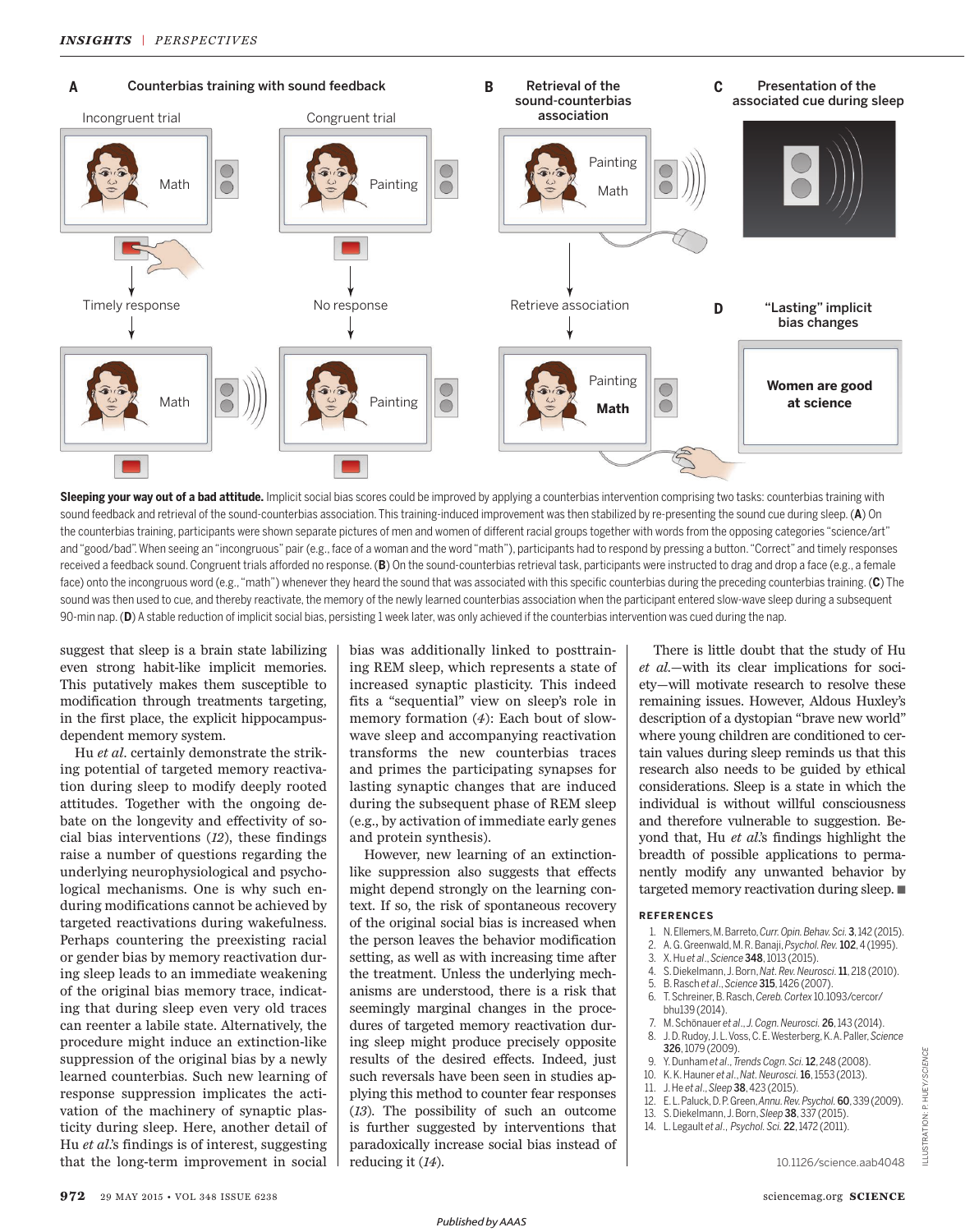A Counterbias training with sound feedback

Incongruent trial

Math

Timely response

Math

Congruent trial

Painting

No response

Painting

B Retrieval of the sound-counterbias association

Painting

Math

Retrieve association

Painting

Math

C Presentation of the associated cue during sleep

D "Lasting" implicit bias changes

Women are good at science

**Sleeping your way out of a bad attitude.** Implicit social bias scores could be improved by applying a counterbias intervention comprising two tasks: counterbias training with sound feedback and retrieval of the sound-counterbias association. This training-induced improvement was then stabilized by re-presenting the sound cue during sleep. (**A**) On the counterbias training, participants were shown separate pictures of men and women of different racial groups together with words from the opposing categories "science/art" and "good/bad". When seeing an "incongruous" pair (e.g., face of a woman and the word "math"), participants had to respond by pressing a button. "Correct" and timely responses received a feedback sound. Congruent trials afforded no response. (**B**) On the sound-counterbias retrieval task, participants were instructed to drag and drop a face (e.g., a female face) onto the incongruous word (e.g., "math") whenever they heard the sound that was associated with this specific counterbias during the preceding counterbias training. (**C**) The sound was then used to cue, and thereby reactivate, the memory of the newly learned counterbias association when the participant entered slow-wave sleep during a subsequent 90-min nap. (**D**) A stable reduction of implicit social bias, persisting 1 week later, was only achieved if the counterbias intervention was cued during the nap.

suggest that sleep is a brain state labilizing even strong habit-like implicit memories. This putatively makes them susceptible to modification through treatments targeting, in the first place, the explicit hippocampus-dependent memory system.

Hu *et al.* certainly demonstrate the striking potential of targeted memory reactivation during sleep to modify deeply rooted attitudes. Together with the ongoing debate on the longevity and effectivity of social bias interventions (*12*), these findings raise a number of questions regarding the underlying neurophysiological and psychological mechanisms. One is why such enduring modifications cannot be achieved by targeted reactivations during wakefulness. Perhaps countering the preexisting racial or gender bias by memory reactivation during sleep leads to an immediate weakening of the original bias memory trace, indicating that during sleep even very old traces can reenter a labile state. Alternatively, the procedure might induce an extinction-like suppression of the original bias by a newly learned counterbias. Such new learning of response suppression implicates the activation of the machinery of synaptic plasticity during sleep. Here, another detail of Hu *et al.*'s findings is of interest, suggesting that the long-term improvement in social bias was additionally linked to posttraining REM sleep, which represents a state of increased synaptic plasticity. This indeed fits a "sequential" view on sleep's role in memory formation (*4*): Each bout of slow-wave sleep and accompanying reactivation transforms the new counterbias traces and primes the participating synapses for lasting synaptic changes that are induced during the subsequent phase of REM sleep (e.g., by activation of immediate early genes and protein synthesis).

However, new learning of an extinction-like suppression also suggests that effects might depend strongly on the learning context. If so, the risk of spontaneous recovery of the original social bias is increased when the person leaves the behavior modification setting, as well as with increasing time after the treatment. Unless the underlying mechanisms are understood, there is a risk that seemingly marginal changes in the procedures of targeted memory reactivation during sleep might produce precisely opposite results of the desired effects. Indeed, just such reversals have been seen in studies applying this method to counter fear responses (*13*). The possibility of such an outcome is further suggested by interventions that paradoxically increase social bias instead of reducing it (*14*).

There is little doubt that the study of Hu *et al.*—with its clear implications for society—will motivate research to resolve these remaining issues. However, Aldous Huxley's description of a dystopian "brave new world" where young children are conditioned to certain values during sleep reminds us that this research also needs to be guided by ethical considerations. Sleep is a state in which the individual is without willful consciousness and therefore vulnerable to suggestion. Beyond that, Hu *et al.*'s findings highlight the breadth of possible applications to permanently modify any unwanted behavior by targeted memory reactivation during sleep. ■

## REFERENCES

1. N. Ellemers, M. Barreto, *Curr. Opin. Behav. Sci.* **3**, 142 (2015).
2. A. G. Greenwald, M. R. Banaji, *Psychol. Rev.* **102**, 4 (1995).
3. X. Hu *et al.*, *Science* **348**, 1013 (2015).
4. S. Diekelmann, J. Born, *Nat. Rev. Neurosci.* **11**, 218 (2010).
5. B. Rasch *et al.*, *Science* **315**, 1426 (2007).
6. T. Schreiner, B. Rasch, *Cereb. Cortex* 10.1093/cercor/bhu139 (2014).
7. M. Schönauer *et al.*, *J. Cogn. Neurosci.* **26**, 143 (2014).
8. J. D. Rudoy, J. L. Voss, C. E. Westerberg, K. A. Paller, *Science* **326**, 1079 (2009).
9. Y. Dunham *et al.*, *Trends Cogn. Sci.* **12**, 248 (2008).
10. K. K. Hauner *et al.*, *Nat. Neurosci.* **16**, 1553 (2013).
11. J. He *et al.*, *Sleep* **38**, 423 (2015).
12. E. L. Paluck, D. P. Green, *Annu. Rev. Psychol.* **60**, 339 (2009).
13. S. Diekelmann, J. Born, *Sleep* **38**, 337 (2015).
14. L. Legault *et al.*, *Psychol. Sci.* **22**, 1472 (2011).

10.1126/science.aab4048

ILLUSTRATION: P. HUEY/*SCIENCE*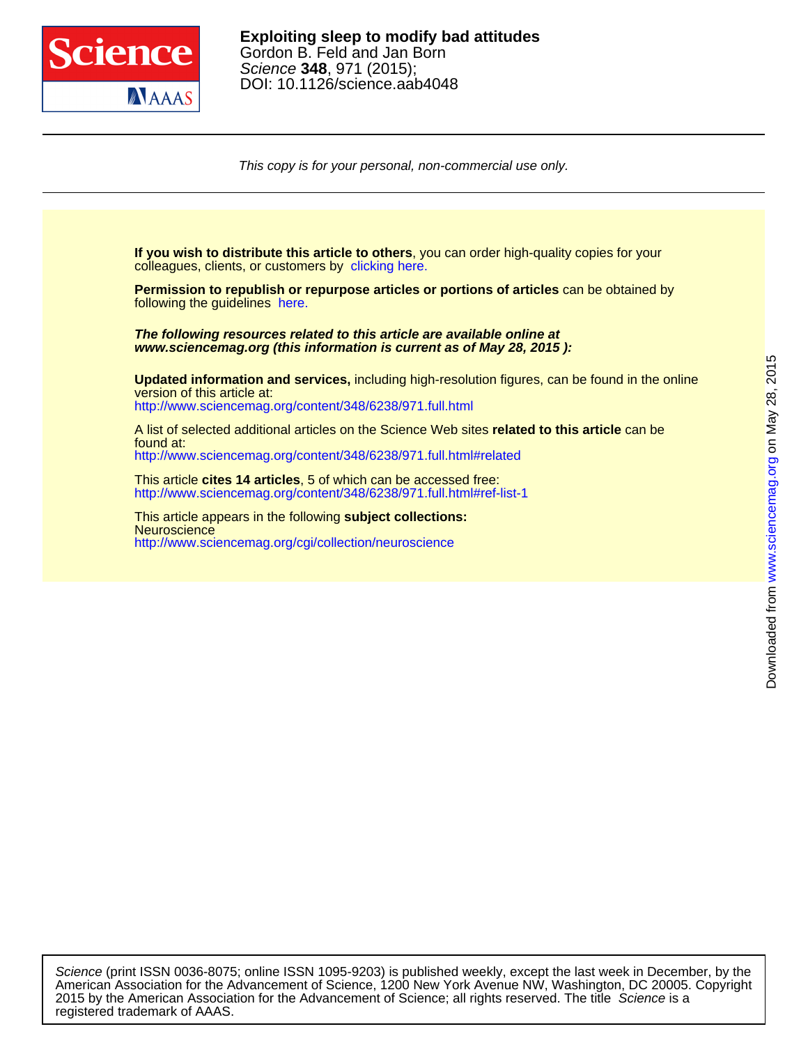**Exploiting sleep to modify bad attitudes**
Gordon B. Feld and Jan Born
*Science* **348**, 971 (2015);
DOI: 10.1126/science.aab4048

*This copy is for your personal, non-commercial use only.*

**If you wish to distribute this article to others**, you can order high-quality copies for your colleagues, clients, or customers by clicking here.

**Permission to republish or repurpose articles or portions of articles** can be obtained by following the guidelines here.

***The following resources related to this article are available online at www.sciencemag.org (this information is current as of May 28, 2015 ):***

**Updated information and services,** including high-resolution figures, can be found in the online version of this article at:
http://www.sciencemag.org/content/348/6238/971.full.html

A list of selected additional articles on the Science Web sites **related to this article** can be found at:
http://www.sciencemag.org/content/348/6238/971.full.html#related

This article **cites 14 articles**, 5 of which can be accessed free:
http://www.sciencemag.org/content/348/6238/971.full.html#ref-list-1

This article appears in the following **subject collections:**
Neuroscience
http://www.sciencemag.org/cgi/collection/neuroscience

*Science* (print ISSN 0036-8075; online ISSN 1095-9203) is published weekly, except the last week in December, by the American Association for the Advancement of Science, 1200 New York Avenue NW, Washington, DC 20005. Copyright 2015 by the American Association for the Advancement of Science; all rights reserved. The title *Science* is a registered trademark of AAAS.